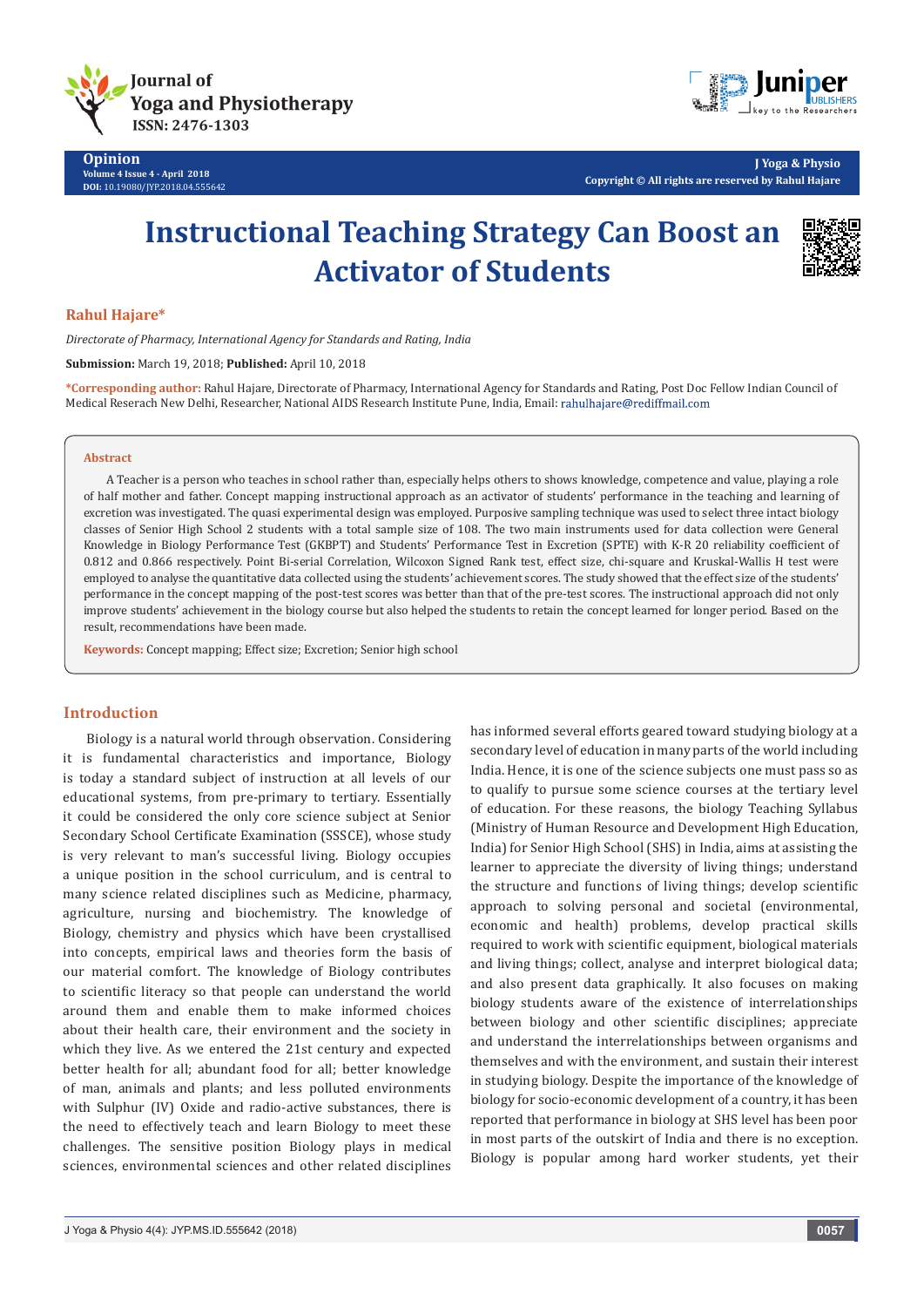Journal of Yoga and Physiotherapy
ISSN: 2476-1303

**Opinion**
Volume 4 Issue 4 - April 2018
DOI: 10.19080/JYP.2018.04.555642

J Yoga & Physio
Copyright © All rights are reserved by Rahul Hajare

# Instructional Teaching Strategy Can Boost an Activator of Students

**Rahul Hajare***

*Directorate of Pharmacy, International Agency for Standards and Rating, India*

**Submission:** March 19, 2018; **Published:** April 10, 2018

**\*Corresponding author:** Rahul Hajare, Directorate of Pharmacy, International Agency for Standards and Rating, Post Doc Fellow Indian Council of Medical Reserach New Delhi, Researcher, National AIDS Research Institute Pune, India, Email: rahulhajare@rediffmail.com

## Abstract

A Teacher is a person who teaches in school rather than, especially helps others to shows knowledge, competence and value, playing a role of half mother and father. Concept mapping instructional approach as an activator of students' performance in the teaching and learning of excretion was investigated. The quasi experimental design was employed. Purposive sampling technique was used to select three intact biology classes of Senior High School 2 students with a total sample size of 108. The two main instruments used for data collection were General Knowledge in Biology Performance Test (GKBPT) and Students' Performance Test in Excretion (SPTE) with K-R 20 reliability coefficient of 0.812 and 0.866 respectively. Point Bi-serial Correlation, Wilcoxon Signed Rank test, effect size, chi-square and Kruskal-Wallis H test were employed to analyse the quantitative data collected using the students' achievement scores. The study showed that the effect size of the students' performance in the concept mapping of the post-test scores was better than that of the pre-test scores. The instructional approach did not only improve students' achievement in the biology course but also helped the students to retain the concept learned for longer period. Based on the result, recommendations have been made.

**Keywords:** Concept mapping; Effect size; Excretion; Senior high school

## Introduction

Biology is a natural world through observation. Considering it is fundamental characteristics and importance, Biology is today a standard subject of instruction at all levels of our educational systems, from pre-primary to tertiary. Essentially it could be considered the only core science subject at Senior Secondary School Certificate Examination (SSSCE), whose study is very relevant to man's successful living. Biology occupies a unique position in the school curriculum, and is central to many science related disciplines such as Medicine, pharmacy, agriculture, nursing and biochemistry. The knowledge of Biology, chemistry and physics which have been crystallised into concepts, empirical laws and theories form the basis of our material comfort. The knowledge of Biology contributes to scientific literacy so that people can understand the world around them and enable them to make informed choices about their health care, their environment and the society in which they live. As we entered the 21st century and expected better health for all; abundant food for all; better knowledge of man, animals and plants; and less polluted environments with Sulphur (IV) Oxide and radio-active substances, there is the need to effectively teach and learn Biology to meet these challenges. The sensitive position Biology plays in medical sciences, environmental sciences and other related disciplines has informed several efforts geared toward studying biology at a secondary level of education in many parts of the world including India. Hence, it is one of the science subjects one must pass so as to qualify to pursue some science courses at the tertiary level of education. For these reasons, the biology Teaching Syllabus (Ministry of Human Resource and Development High Education, India) for Senior High School (SHS) in India, aims at assisting the learner to appreciate the diversity of living things; understand the structure and functions of living things; develop scientific approach to solving personal and societal (environmental, economic and health) problems, develop practical skills required to work with scientific equipment, biological materials and living things; collect, analyse and interpret biological data; and also present data graphically. It also focuses on making biology students aware of the existence of interrelationships between biology and other scientific disciplines; appreciate and understand the interrelationships between organisms and themselves and with the environment, and sustain their interest in studying biology. Despite the importance of the knowledge of biology for socio-economic development of a country, it has been reported that performance in biology at SHS level has been poor in most parts of the outskirt of India and there is no exception. Biology is popular among hard worker students, yet their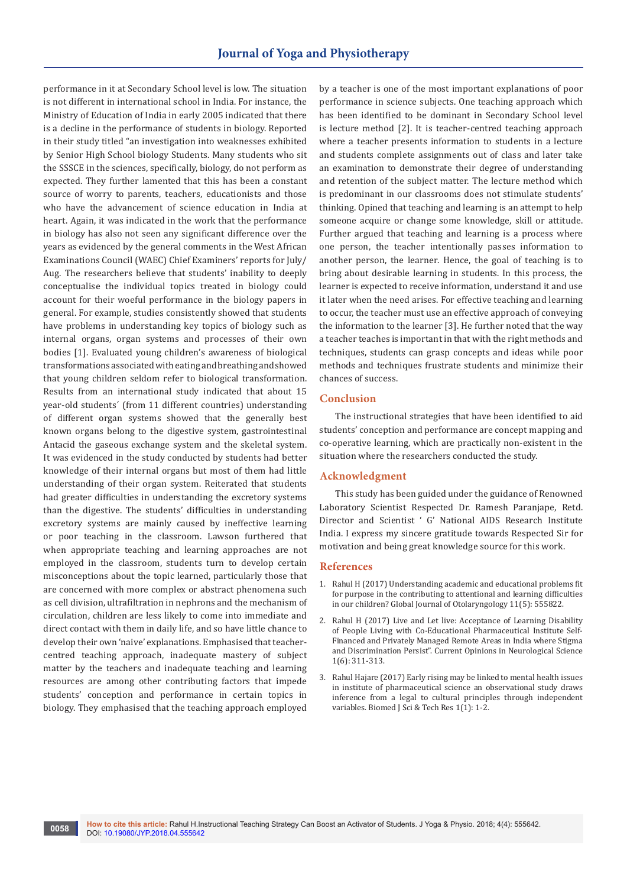performance in it at Secondary School level is low. The situation is not different in international school in India. For instance, the Ministry of Education of India in early 2005 indicated that there is a decline in the performance of students in biology. Reported in their study titled "an investigation into weaknesses exhibited by Senior High School biology Students. Many students who sit the SSSCE in the sciences, specifically, biology, do not perform as expected. They further lamented that this has been a constant source of worry to parents, teachers, educationists and those who have the advancement of science education in India at heart. Again, it was indicated in the work that the performance in biology has also not seen any significant difference over the years as evidenced by the general comments in the West African Examinations Council (WAEC) Chief Examiners' reports for July/ Aug. The researchers believe that students' inability to deeply conceptualise the individual topics treated in biology could account for their woeful performance in the biology papers in general. For example, studies consistently showed that students have problems in understanding key topics of biology such as internal organs, organ systems and processes of their own bodies [1]. Evaluated young children's awareness of biological transformations associated with eating and breathing and showed that young children seldom refer to biological transformation. Results from an international study indicated that about 15 year-old students´ (from 11 different countries) understanding of different organ systems showed that the generally best known organs belong to the digestive system, gastrointestinal Antacid the gaseous exchange system and the skeletal system. It was evidenced in the study conducted by students had better knowledge of their internal organs but most of them had little understanding of their organ system. Reiterated that students had greater difficulties in understanding the excretory systems than the digestive. The students' difficulties in understanding excretory systems are mainly caused by ineffective learning or poor teaching in the classroom. Lawson furthered that when appropriate teaching and learning approaches are not employed in the classroom, students turn to develop certain misconceptions about the topic learned, particularly those that are concerned with more complex or abstract phenomena such as cell division, ultrafiltration in nephrons and the mechanism of circulation, children are less likely to come into immediate and direct contact with them in daily life, and so have little chance to develop their own 'naive' explanations. Emphasised that teacher-centred teaching approach, inadequate mastery of subject matter by the teachers and inadequate teaching and learning resources are among other contributing factors that impede students' conception and performance in certain topics in biology. They emphasised that the teaching approach employed by a teacher is one of the most important explanations of poor performance in science subjects. One teaching approach which has been identified to be dominant in Secondary School level is lecture method [2]. It is teacher-centred teaching approach where a teacher presents information to students in a lecture and students complete assignments out of class and later take an examination to demonstrate their degree of understanding and retention of the subject matter. The lecture method which is predominant in our classrooms does not stimulate students' thinking. Opined that teaching and learning is an attempt to help someone acquire or change some knowledge, skill or attitude. Further argued that teaching and learning is a process where one person, the teacher intentionally passes information to another person, the learner. Hence, the goal of teaching is to bring about desirable learning in students. In this process, the learner is expected to receive information, understand it and use it later when the need arises. For effective teaching and learning to occur, the teacher must use an effective approach of conveying the information to the learner [3]. He further noted that the way a teacher teaches is important in that with the right methods and techniques, students can grasp concepts and ideas while poor methods and techniques frustrate students and minimize their chances of success.

## Conclusion

The instructional strategies that have been identified to aid students' conception and performance are concept mapping and co-operative learning, which are practically non-existent in the situation where the researchers conducted the study.

## Acknowledgment

This study has been guided under the guidance of Renowned Laboratory Scientist Respected Dr. Ramesh Paranjape, Retd. Director and Scientist ' G' National AIDS Research Institute India. I express my sincere gratitude towards Respected Sir for motivation and being great knowledge source for this work.

## References

1. Rahul H (2017) Understanding academic and educational problems fit for purpose in the contributing to attentional and learning difficulties in our children? Global Journal of Otolaryngology 11(5): 555822.
2. Rahul H (2017) Live and Let live: Acceptance of Learning Disability of People Living with Co-Educational Pharmaceutical Institute Self-Financed and Privately Managed Remote Areas in India where Stigma and Discrimination Persist". Current Opinions in Neurological Science 1(6): 311-313.
3. Rahul Hajare (2017) Early rising may be linked to mental health issues in institute of pharmaceutical science an observational study draws inference from a legal to cultural principles through independent variables. Biomed J Sci & Tech Res 1(1): 1-2.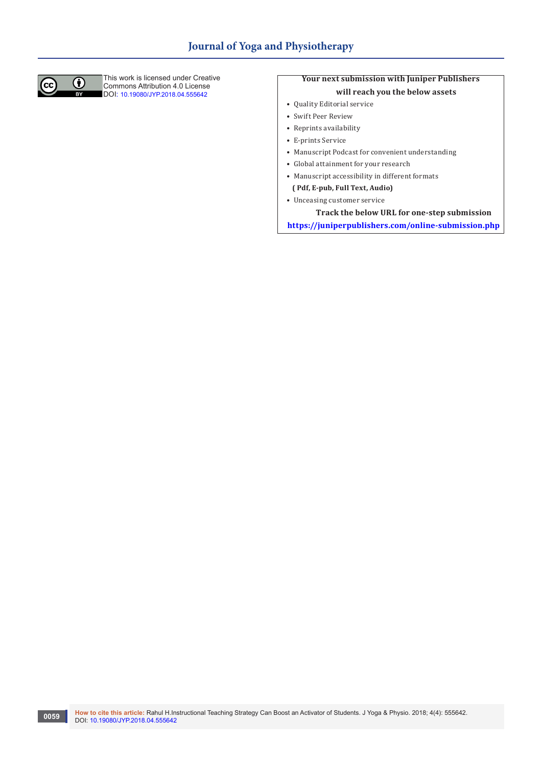This work is licensed under Creative Commons Attribution 4.0 License
DOI: 10.19080/JYP.2018.04.555642

**Your next submission with Juniper Publishers will reach you the below assets**

- Quality Editorial service
- Swift Peer Review
- Reprints availability
- E-prints Service
- Manuscript Podcast for convenient understanding
- Global attainment for your research
- Manuscript accessibility in different formats

**( Pdf, E-pub, Full Text, Audio)**

- Unceasing customer service

**Track the below URL for one-step submission**

**https://juniperpublishers.com/online-submission.php**

**How to cite this article:** Rahul H.Instructional Teaching Strategy Can Boost an Activator of Students. J Yoga & Physio. 2018; 4(4): 555642. DOI: 10.19080/JYP.2018.04.555642